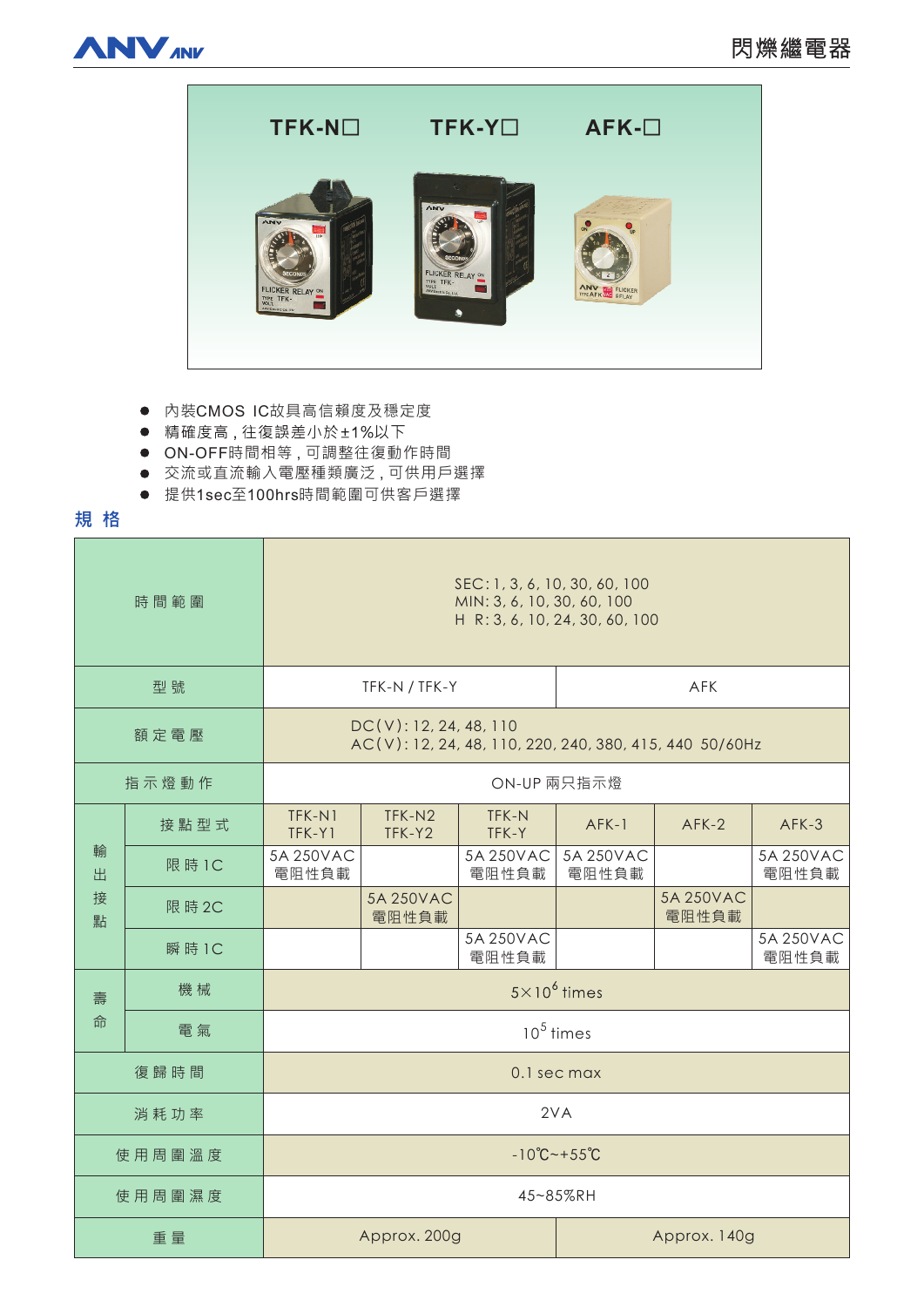# 閃爍繼電器

- 內裝CMOS IC故具高信賴度及穩定度
- 精確度高，往復誤差小於±1%以下
- ON-OFF時間相等，可調整往復動作時間
- 交流或直流輸入電壓種類廣泛，可供用戶選擇
- 提供1sec至100hrs時間範圍可供客戶選擇

## 規 格

| 時間範圍 | | SEC: 1, 3, 6, 10, 30, 60, 100<br>MIN: 3, 6, 10, 30, 60, 100<br>H R: 3, 6, 10, 24, 30, 60, 100 | | | | | |
|---|---|---|---|---|---|---|---|
| 型號 | | TFK-N / TFK-Y | | | AFK | | |
| 額定電壓 | | DC(V): 12, 24, 48, 110<br>AC(V): 12, 24, 48, 110, 220, 240, 380, 415, 440 50/60Hz | | | | | |
| 指示燈動作 | | ON-UP 兩只指示燈 | | | | | |
| 輸出接點 | 接點型式 | TFK-N1<br>TFK-Y1 | TFK-N2<br>TFK-Y2 | TFK-N<br>TFK-Y | AFK-1 | AFK-2 | AFK-3 |
| | 限時1C | 5A 250VAC<br>電阻性負載 | | 5A 250VAC<br>電阻性負載 | 5A 250VAC<br>電阻性負載 | | 5A 250VAC<br>電阻性負載 |
| | 限時2C | | 5A 250VAC<br>電阻性負載 | | | 5A 250VAC<br>電阻性負載 | |
| | 瞬時1C | | | 5A 250VAC<br>電阻性負載 | | | 5A 250VAC<br>電阻性負載 |
| 壽命 | 機械 | $5\times10^{6}$ times | | | | | |
| | 電氣 | $10^{5}$ times | | | | | |
| 復歸時間 | | 0.1 sec max | | | | | |
| 消耗功率 | | 2VA | | | | | |
| 使用周圍溫度 | | -10℃~+55℃ | | | | | |
| 使用周圍濕度 | | 45~85%RH | | | | | |
| 重量 | | Approx. 200g | | | Approx. 140g | | |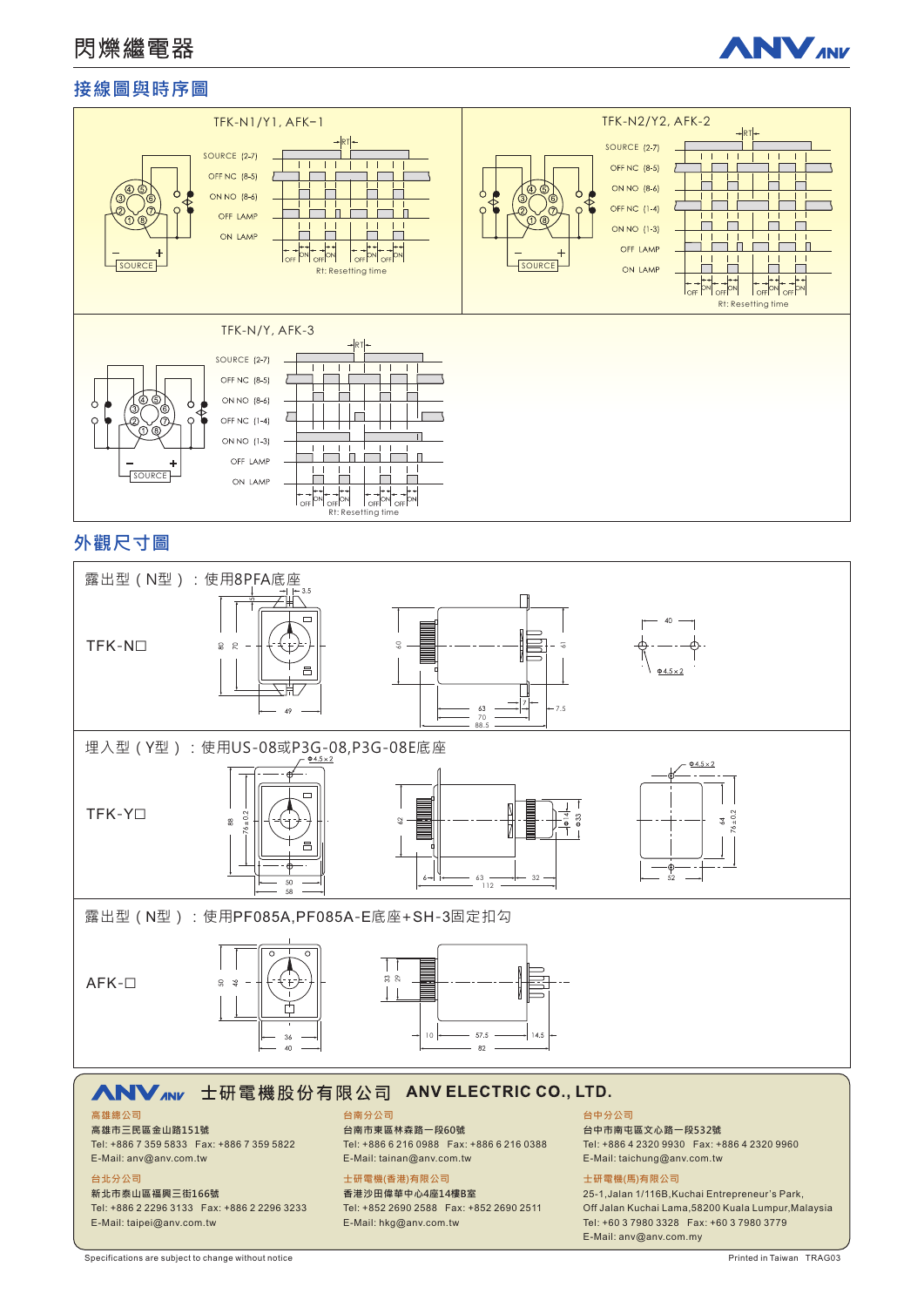# 閃爍繼電器

## 接線圖與時序圖

### TFK-N1/Y1, AFK-1

SOURCE (2-7)
OFF NC (8-5)
ON NO (8-6)
OFF LAMP
ON LAMP

Rt

OFF ON OFF ON OFF ON OFF ON

Rt: Resetting time

SOURCE

### TFK-N2/Y2, AFK-2

SOURCE (2-7)
OFF NC (8-5)
ON NO (8-6)
OFF NC (1-4)
ON NO (1-3)
OFF LAMP
ON LAMP

Rt

OFF ON OFF ON OFF ON OFF ON

Rt: Resetting time

SOURCE

### TFK-N/Y, AFK-3

SOURCE (2-7)
OFF NC (8-5)
ON NO (8-6)
OFF NC (1-4)
ON NO (1-3)
OFF LAMP
ON LAMP

Rt

OFF ON OFF ON OFF ON OFF ON

Rt: Resetting time

SOURCE

## 外觀尺寸圖

### 露出型（N型）：使用8PFA底座

TFK-N□

3.5, 5, 80, 70, 49, 60, 61, 63, 70, 88.5, 7, 7.5, 40, Φ4.5×2

### 埋入型（Y型）：使用US-08或P3G-08,P3G-08E底座

TFK-Y□

Φ4.5×2, 88, 76±0.2, 50, 58, 62, Φ14, Φ33, 6, 63, 32, 112, 64, 76±0.2, 52

### 露出型（N型）：使用PF085A,PF085A-E底座+SH-3固定扣勾

AFK-□

50, 46, 36, 40, 33, 29, 10, 57.5, 14.5, 82

---

**ANV 士研電機股份有限公司 ANV ELECTRIC CO., LTD.**

**高雄總公司**
高雄市三民區金山路151號
Tel: +886 7 359 5833 Fax: +886 7 359 5822
E-Mail: anv@anv.com.tw

**台南分公司**
台南市東區林森路一段60號
Tel: +886 6 216 0988 Fax: +886 6 216 0388
E-Mail: tainan@anv.com.tw

**台中分公司**
台中市南屯區文心路一段532號
Tel: +886 4 2320 9930 Fax: +886 4 2320 9960
E-Mail: taichung@anv.com.tw

**台北分公司**
新北市泰山區福興三街166號
Tel: +886 2 2296 3133 Fax: +886 2 2296 3233
E-Mail: taipei@anv.com.tw

**士研電機(香港)有限公司**
香港沙田偉華中心4座14樓B室
Tel: +852 2690 2588 Fax: +852 2690 2511
E-Mail: hkg@anv.com.tw

**士研電機(馬)有限公司**
25-1,Jalan 1/116B,Kuchai Entrepreneur's Park,
Off Jalan Kuchai Lama,58200 Kuala Lumpur,Malaysia
Tel: +60 3 7980 3328 Fax: +60 3 7980 3779
E-Mail: anv@anv.com.my

Specifications are subject to change without notice

Printed in Taiwan TRAG03